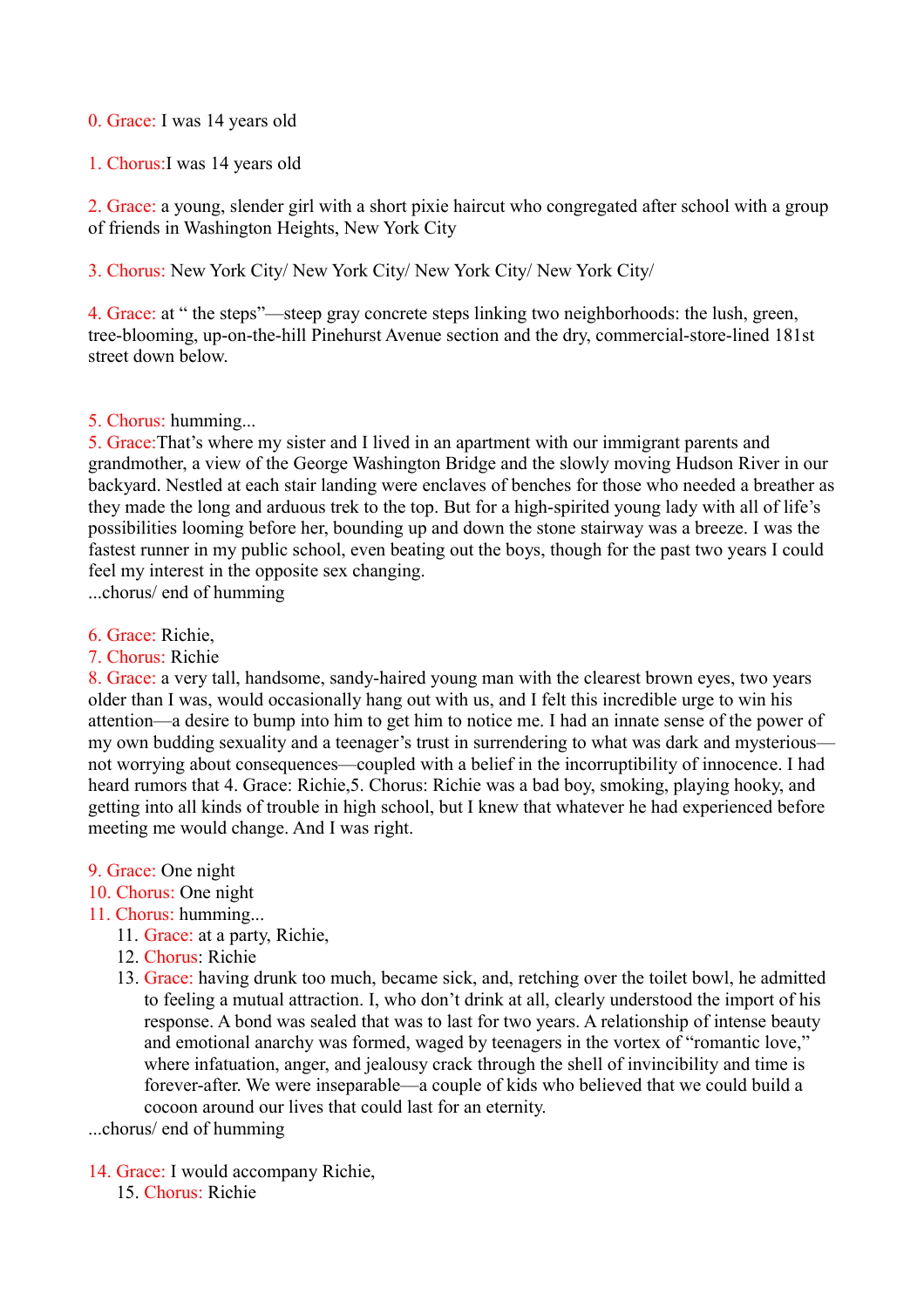0. Grace: I was 14 years old

1. Chorus:I was 14 years old

2. Grace: a young, slender girl with a short pixie haircut who congregated after school with a group of friends in Washington Heights, New York City

3. Chorus: New York City/ New York City/ New York City/ New York City/

4. Grace: at " the steps"—steep gray concrete steps linking two neighborhoods: the lush, green, tree-blooming, up-on-the-hill Pinehurst Avenue section and the dry, commercial-store-lined 181st street down below.

5. Chorus: humming...
5. Grace:That's where my sister and I lived in an apartment with our immigrant parents and grandmother, a view of the George Washington Bridge and the slowly moving Hudson River in our backyard. Nestled at each stair landing were enclaves of benches for those who needed a breather as they made the long and arduous trek to the top. But for a high-spirited young lady with all of life's possibilities looming before her, bounding up and down the stone stairway was a breeze. I was the fastest runner in my public school, even beating out the boys, though for the past two years I could feel my interest in the opposite sex changing.
...chorus/ end of humming

6. Grace: Richie,
7. Chorus: Richie
8. Grace: a very tall, handsome, sandy-haired young man with the clearest brown eyes, two years older than I was, would occasionally hang out with us, and I felt this incredible urge to win his attention—a desire to bump into him to get him to notice me. I had an innate sense of the power of my own budding sexuality and a teenager's trust in surrendering to what was dark and mysterious—not worrying about consequences—coupled with a belief in the incorruptibility of innocence. I had heard rumors that 4. Grace: Richie,5. Chorus: Richie was a bad boy, smoking, playing hooky, and getting into all kinds of trouble in high school, but I knew that whatever he had experienced before meeting me would change. And I was right.

9. Grace: One night
10. Chorus: One night
11. Chorus: humming...
    11. Grace: at a party, Richie,
    12. Chorus: Richie
    13. Grace: having drunk too much, became sick, and, retching over the toilet bowl, he admitted to feeling a mutual attraction. I, who don't drink at all, clearly understood the import of his response. A bond was sealed that was to last for two years. A relationship of intense beauty and emotional anarchy was formed, waged by teenagers in the vortex of "romantic love," where infatuation, anger, and jealousy crack through the shell of invincibility and time is forever-after. We were inseparable—a couple of kids who believed that we could build a cocoon around our lives that could last for an eternity.
...chorus/ end of humming

14. Grace: I would accompany Richie,
    15. Chorus: Richie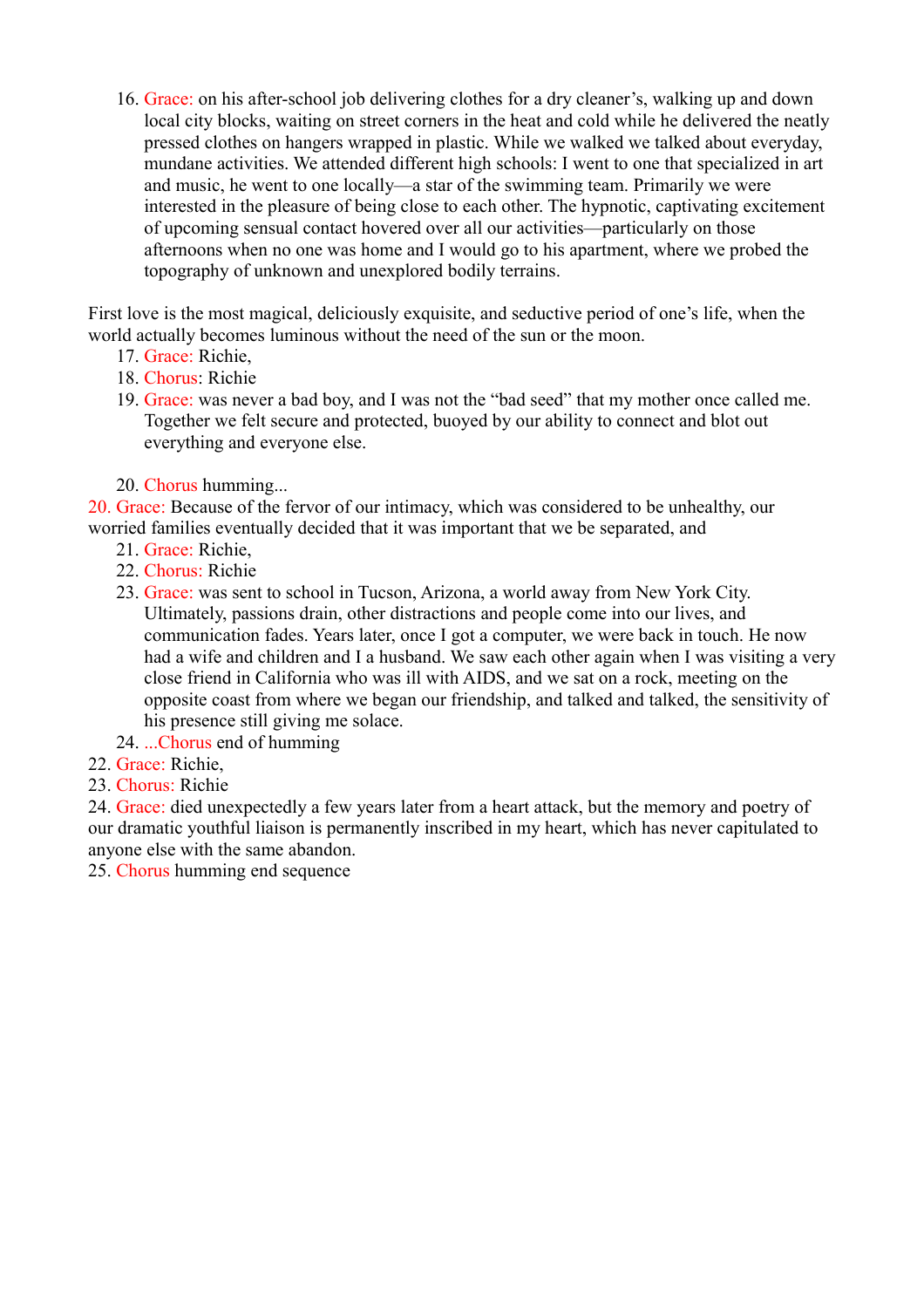16. Grace: on his after-school job delivering clothes for a dry cleaner's, walking up and down local city blocks, waiting on street corners in the heat and cold while he delivered the neatly pressed clothes on hangers wrapped in plastic. While we walked we talked about everyday, mundane activities. We attended different high schools: I went to one that specialized in art and music, he went to one locally—a star of the swimming team. Primarily we were interested in the pleasure of being close to each other. The hypnotic, captivating excitement of upcoming sensual contact hovered over all our activities—particularly on those afternoons when no one was home and I would go to his apartment, where we probed the topography of unknown and unexplored bodily terrains.

First love is the most magical, deliciously exquisite, and seductive period of one's life, when the world actually becomes luminous without the need of the sun or the moon.

17. Grace: Richie,
18. Chorus: Richie
19. Grace: was never a bad boy, and I was not the "bad seed" that my mother once called me. Together we felt secure and protected, buoyed by our ability to connect and blot out everything and everyone else.

20. Chorus humming...

20. Grace: Because of the fervor of our intimacy, which was considered to be unhealthy, our worried families eventually decided that it was important that we be separated, and

21. Grace: Richie,
22. Chorus: Richie
23. Grace: was sent to school in Tucson, Arizona, a world away from New York City. Ultimately, passions drain, other distractions and people come into our lives, and communication fades. Years later, once I got a computer, we were back in touch. He now had a wife and children and I a husband. We saw each other again when I was visiting a very close friend in California who was ill with AIDS, and we sat on a rock, meeting on the opposite coast from where we began our friendship, and talked and talked, the sensitivity of his presence still giving me solace.
24. ...Chorus end of humming

22. Grace: Richie,
23. Chorus: Richie
24. Grace: died unexpectedly a few years later from a heart attack, but the memory and poetry of our dramatic youthful liaison is permanently inscribed in my heart, which has never capitulated to anyone else with the same abandon.
25. Chorus humming end sequence